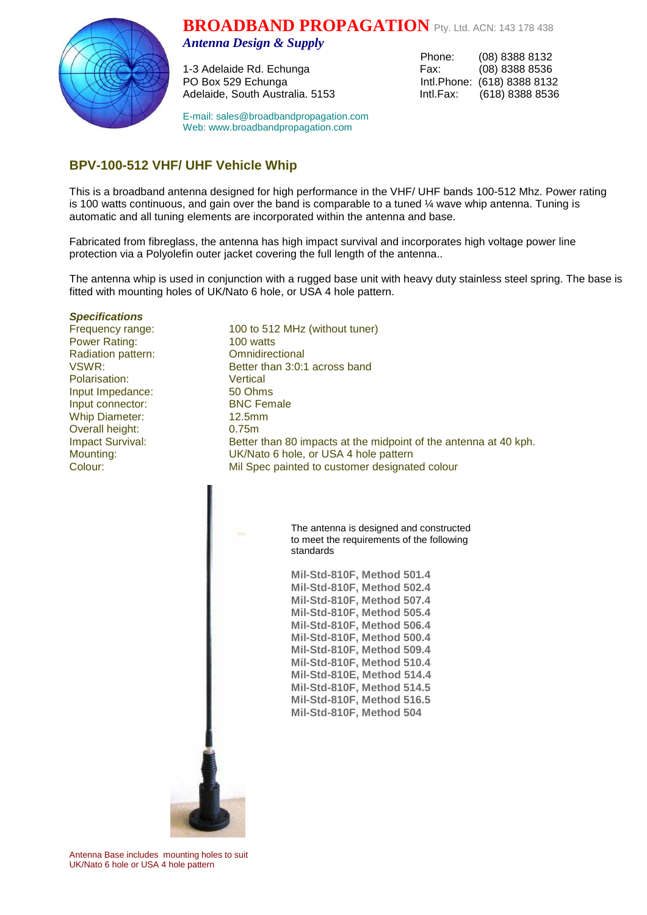# BROADBAND PROPAGATION Pty. Ltd. ACN: 143 178 438

*Antenna Design & Supply*

1-3 Adelaide Rd. Echunga
PO Box 529 Echunga
Adelaide, South Australia. 5153

Phone: (08) 8388 8132
Fax: (08) 8388 8536
Intl.Phone: (618) 8388 8132
Intl.Fax: (618) 8388 8536

E-mail: sales@broadbandpropagation.com
Web: www.broadbandpropagation.com

## BPV-100-512 VHF/ UHF Vehicle Whip

This is a broadband antenna designed for high performance in the VHF/ UHF bands 100-512 Mhz. Power rating is 100 watts continuous, and gain over the band is comparable to a tuned ¼ wave whip antenna. Tuning is automatic and all tuning elements are incorporated within the antenna and base.

Fabricated from fibreglass, the antenna has high impact survival and incorporates high voltage power line protection via a Polyolefin outer jacket covering the full length of the antenna..

The antenna whip is used in conjunction with a rugged base unit with heavy duty stainless steel spring. The base is fitted with mounting holes of UK/Nato 6 hole, or USA 4 hole pattern.

***Specifications***

| | |
|---|---|
| Frequency range: | 100 to 512 MHz (without tuner) |
| Power Rating: | 100 watts |
| Radiation pattern: | Omnidirectional |
| VSWR: | Better than 3:0:1 across band |
| Polarisation: | Vertical |
| Input Impedance: | 50 Ohms |
| Input connector: | BNC Female |
| Whip Diameter: | 12.5mm |
| Overall height: | 0.75m |
| Impact Survival: | Better than 80 impacts at the midpoint of the antenna at 40 kph. |
| Mounting: | UK/Nato 6 hole, or USA 4 hole pattern |
| Colour: | Mil Spec painted to customer designated colour |

The antenna is designed and constructed to meet the requirements of the following standards

**Mil-Std-810F, Method 501.4**
**Mil-Std-810F, Method 502.4**
**Mil-Std-810F, Method 507.4**
**Mil-Std-810F, Method 505.4**
**Mil-Std-810F, Method 506.4**
**Mil-Std-810F, Method 500.4**
**Mil-Std-810F, Method 509.4**
**Mil-Std-810F, Method 510.4**
**Mil-Std-810E, Method 514.4**
**Mil-Std-810F, Method 514.5**
**Mil-Std-810F, Method 516.5**
**Mil-Std-810F, Method 504**

Antenna Base includes mounting holes to suit UK/Nato 6 hole or USA 4 hole pattern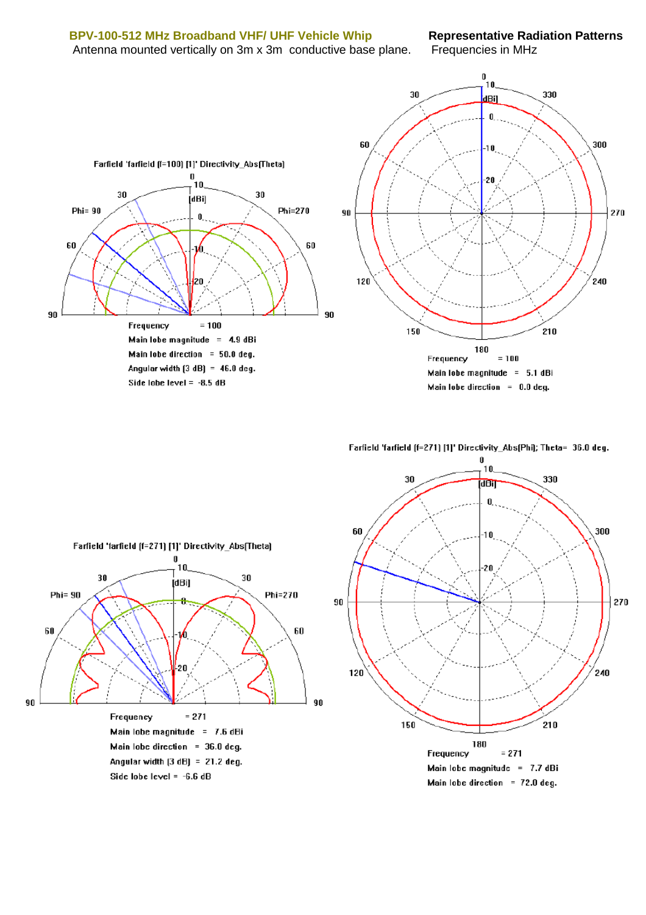**BPV-100-512 MHz Broadband VHF/ UHF Vehicle Whip**

Antenna mounted vertically on 3m x 3m conductive base plane.

**Representative Radiation Patterns**

Frequencies in MHz

Farfield 'farfield (f=100) [1]' Directivity_Abs(Theta)

Phi= 90

Phi=270

Frequency = 100
Main lobe magnitude = 4.9 dBi
Main lobe direction = 50.0 deg.
Angular width (3 dB) = 46.0 deg.
Side lobe level = -8.5 dB

Frequency = 100
Main lobe magnitude = 5.1 dBi
Main lobe direction = 0.0 deg.

Farfield 'farfield (f=271) [1]' Directivity_Abs(Theta)

Phi= 90

Phi=270

Frequency = 271
Main lobe magnitude = 7.6 dBi
Main lobe direction = 36.0 deg.
Angular width (3 dB) = 21.2 deg.
Side lobe level = -6.6 dB

Farfield 'farfield (f=271) [1]' Directivity_Abs(Phi); Theta= 36.0 deg.

Frequency = 271
Main lobe magnitude = 7.7 dBi
Main lobe direction = 72.0 deg.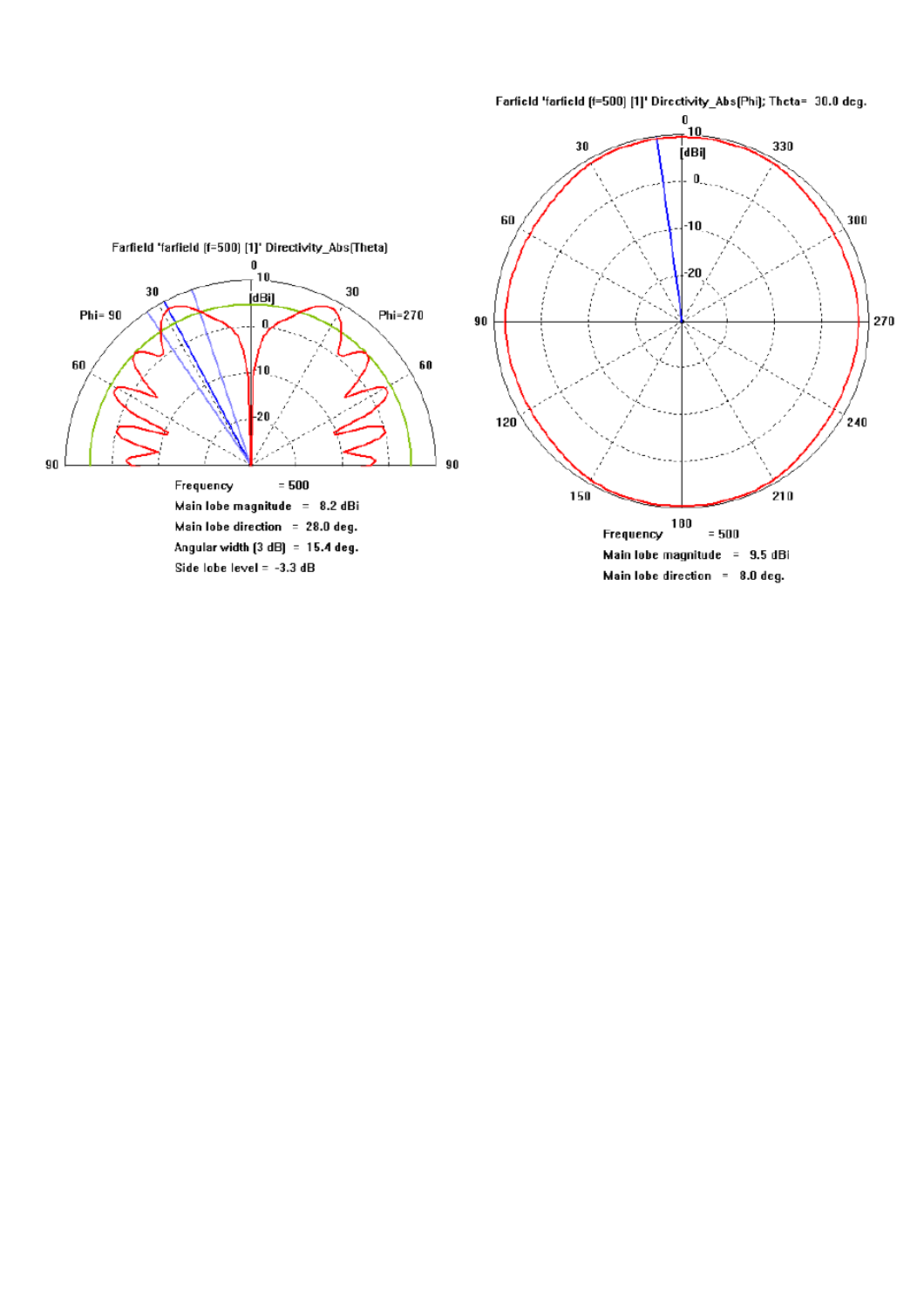Farfield 'farfield (f=500) [1]' Directivity_Abs(Theta)

0
10
[dBi]
0
-10
-20
30
30
Phi= 90
Phi=270
60
60
90
90

Frequency = 500

Main lobe magnitude = 8.2 dBi

Main lobe direction = 28.0 deg.

Angular width (3 dB) = 15.4 deg.

Side lobe level = -3.3 dB

Farfield 'farfield (f=500) [1]' Directivity_Abs(Phi); Theta= 30.0 deg.

0
10
[dBi]
0
-10
-20
30
330
60
300
90
270
120
240
150
210
180

Frequency = 500

Main lobe magnitude = 9.5 dBi

Main lobe direction = 8.0 deg.